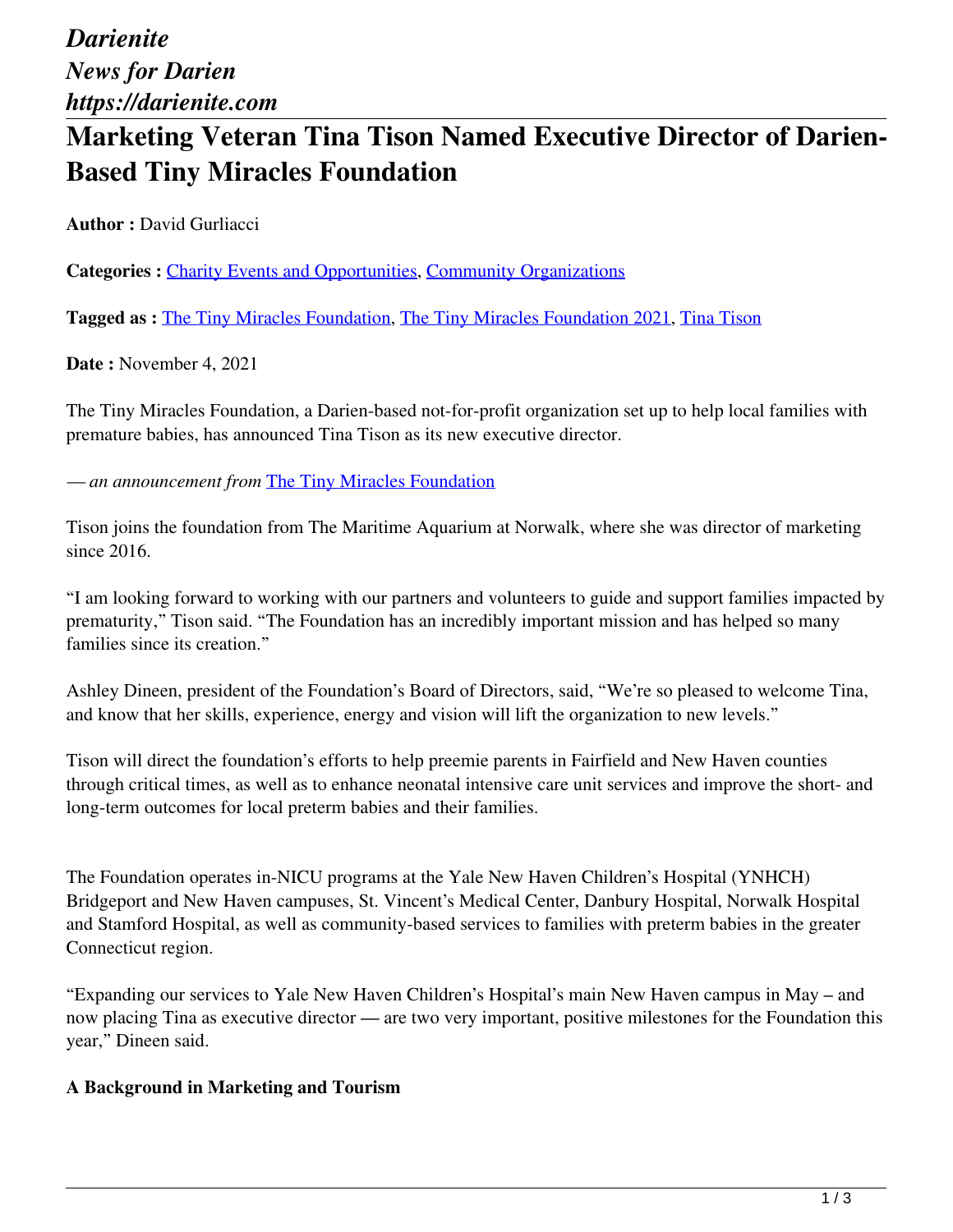*Darienite*
*News for Darien*
*https://darienite.com*

# Marketing Veteran Tina Tison Named Executive Director of Darien-Based Tiny Miracles Foundation

**Author :** David Gurliacci

**Categories :** Charity Events and Opportunities, Community Organizations

**Tagged as :** The Tiny Miracles Foundation, The Tiny Miracles Foundation 2021, Tina Tison

**Date :** November 4, 2021

The Tiny Miracles Foundation, a Darien-based not-for-profit organization set up to help local families with premature babies, has announced Tina Tison as its new executive director.

*— an announcement from* The Tiny Miracles Foundation

Tison joins the foundation from The Maritime Aquarium at Norwalk, where she was director of marketing since 2016.

"I am looking forward to working with our partners and volunteers to guide and support families impacted by prematurity," Tison said. "The Foundation has an incredibly important mission and has helped so many families since its creation."

Ashley Dineen, president of the Foundation's Board of Directors, said, "We're so pleased to welcome Tina, and know that her skills, experience, energy and vision will lift the organization to new levels."

Tison will direct the foundation's efforts to help preemie parents in Fairfield and New Haven counties through critical times, as well as to enhance neonatal intensive care unit services and improve the short- and long-term outcomes for local preterm babies and their families.

The Foundation operates in-NICU programs at the Yale New Haven Children's Hospital (YNHCH) Bridgeport and New Haven campuses, St. Vincent's Medical Center, Danbury Hospital, Norwalk Hospital and Stamford Hospital, as well as community-based services to families with preterm babies in the greater Connecticut region.

"Expanding our services to Yale New Haven Children's Hospital's main New Haven campus in May – and now placing Tina as executive director — are two very important, positive milestones for the Foundation this year," Dineen said.

### A Background in Marketing and Tourism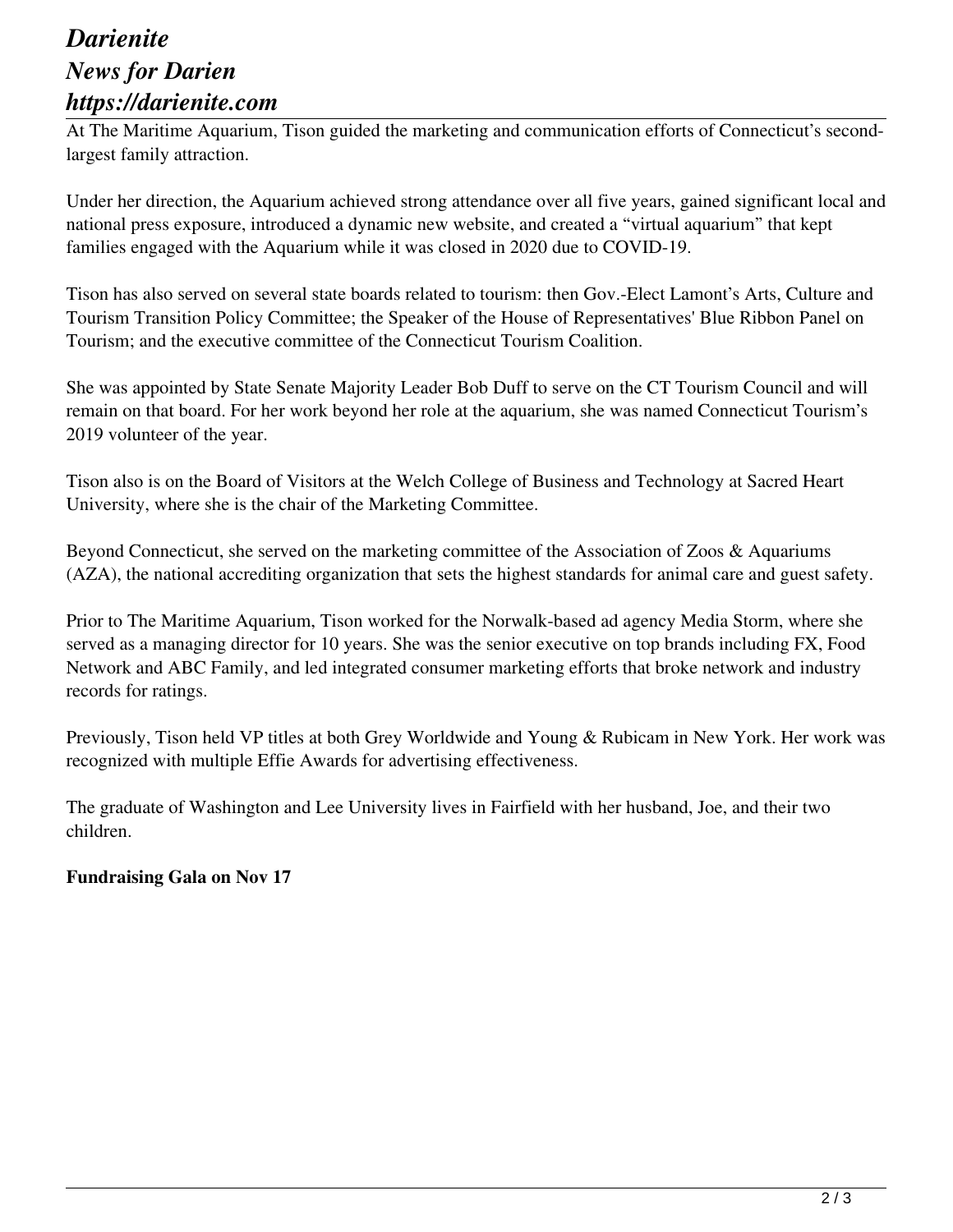At The Maritime Aquarium, Tison guided the marketing and communication efforts of Connecticut's second-largest family attraction.

Under her direction, the Aquarium achieved strong attendance over all five years, gained significant local and national press exposure, introduced a dynamic new website, and created a "virtual aquarium" that kept families engaged with the Aquarium while it was closed in 2020 due to COVID-19.

Tison has also served on several state boards related to tourism: then Gov.-Elect Lamont's Arts, Culture and Tourism Transition Policy Committee; the Speaker of the House of Representatives' Blue Ribbon Panel on Tourism; and the executive committee of the Connecticut Tourism Coalition.

She was appointed by State Senate Majority Leader Bob Duff to serve on the CT Tourism Council and will remain on that board. For her work beyond her role at the aquarium, she was named Connecticut Tourism's 2019 volunteer of the year.

Tison also is on the Board of Visitors at the Welch College of Business and Technology at Sacred Heart University, where she is the chair of the Marketing Committee.

Beyond Connecticut, she served on the marketing committee of the Association of Zoos & Aquariums (AZA), the national accrediting organization that sets the highest standards for animal care and guest safety.

Prior to The Maritime Aquarium, Tison worked for the Norwalk-based ad agency Media Storm, where she served as a managing director for 10 years. She was the senior executive on top brands including FX, Food Network and ABC Family, and led integrated consumer marketing efforts that broke network and industry records for ratings.

Previously, Tison held VP titles at both Grey Worldwide and Young & Rubicam in New York. Her work was recognized with multiple Effie Awards for advertising effectiveness.

The graduate of Washington and Lee University lives in Fairfield with her husband, Joe, and their two children.

**Fundraising Gala on Nov 17**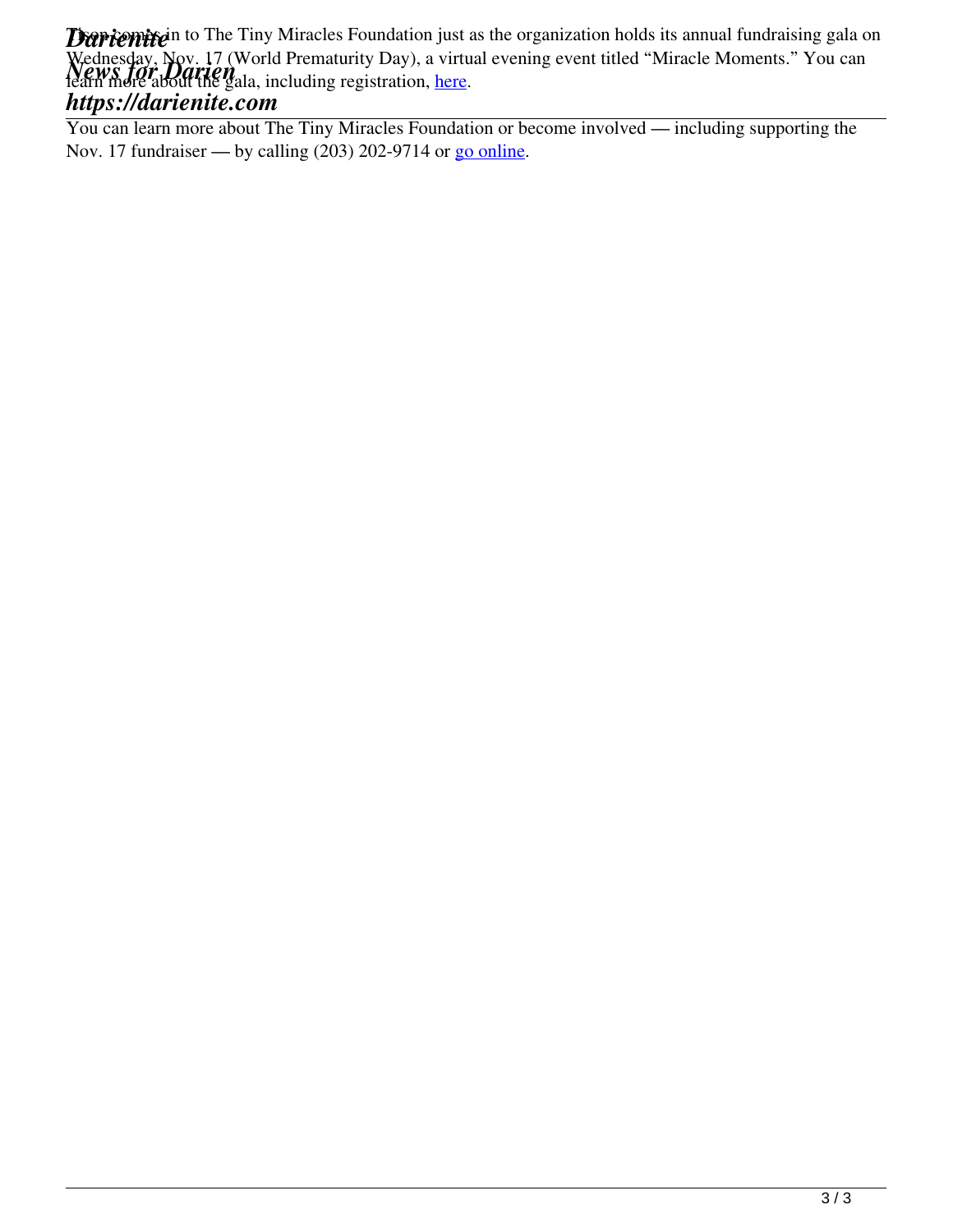Tison comes in to The Tiny Miracles Foundation just as the organization holds its annual fundraising gala on Wednesday, Nov. 17 (World Prematurity Day), a virtual evening event titled "Miracle Moments." You can learn more about the gala, including registration, here.

You can learn more about The Tiny Miracles Foundation or become involved — including supporting the Nov. 17 fundraiser — by calling (203) 202-9714 or go online.